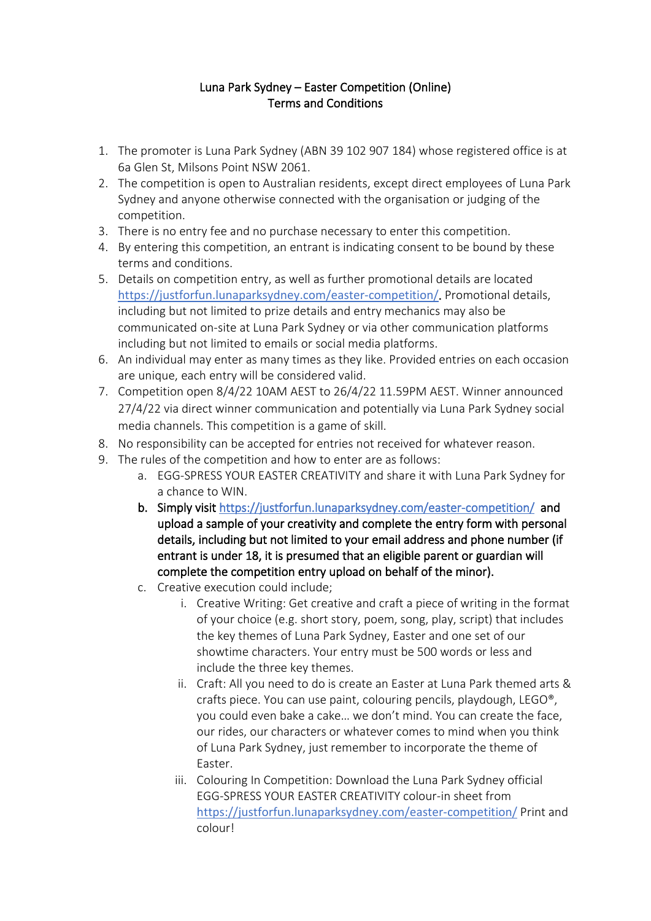Luna Park Sydney – Easter Competition (Online)
Terms and Conditions

1. The promoter is Luna Park Sydney (ABN 39 102 907 184) whose registered office is at 6a Glen St, Milsons Point NSW 2061.
2. The competition is open to Australian residents, except direct employees of Luna Park Sydney and anyone otherwise connected with the organisation or judging of the competition.
3. There is no entry fee and no purchase necessary to enter this competition.
4. By entering this competition, an entrant is indicating consent to be bound by these terms and conditions.
5. Details on competition entry, as well as further promotional details are located https://justforfun.lunaparksydney.com/easter-competition/. Promotional details, including but not limited to prize details and entry mechanics may also be communicated on-site at Luna Park Sydney or via other communication platforms including but not limited to emails or social media platforms.
6. An individual may enter as many times as they like. Provided entries on each occasion are unique, each entry will be considered valid.
7. Competition open 8/4/22 10AM AEST to 26/4/22 11.59PM AEST. Winner announced 27/4/22 via direct winner communication and potentially via Luna Park Sydney social media channels. This competition is a game of skill.
8. No responsibility can be accepted for entries not received for whatever reason.
9. The rules of the competition and how to enter are as follows:
    a. EGG-SPRESS YOUR EASTER CREATIVITY and share it with Luna Park Sydney for a chance to WIN.
    b. **Simply visit https://justforfun.lunaparksydney.com/easter-competition/ and upload a sample of your creativity and complete the entry form with personal details, including but not limited to your email address and phone number (if entrant is under 18, it is presumed that an eligible parent or guardian will complete the competition entry upload on behalf of the minor).**
    c. Creative execution could include;
        i. Creative Writing: Get creative and craft a piece of writing in the format of your choice (e.g. short story, poem, song, play, script) that includes the key themes of Luna Park Sydney, Easter and one set of our showtime characters. Your entry must be 500 words or less and include the three key themes.
        ii. Craft: All you need to do is create an Easter at Luna Park themed arts & crafts piece. You can use paint, colouring pencils, playdough, LEGO®, you could even bake a cake… we don't mind. You can create the face, our rides, our characters or whatever comes to mind when you think of Luna Park Sydney, just remember to incorporate the theme of Easter.
        iii. Colouring In Competition: Download the Luna Park Sydney official EGG-SPRESS YOUR EASTER CREATIVITY colour-in sheet from https://justforfun.lunaparksydney.com/easter-competition/ Print and colour!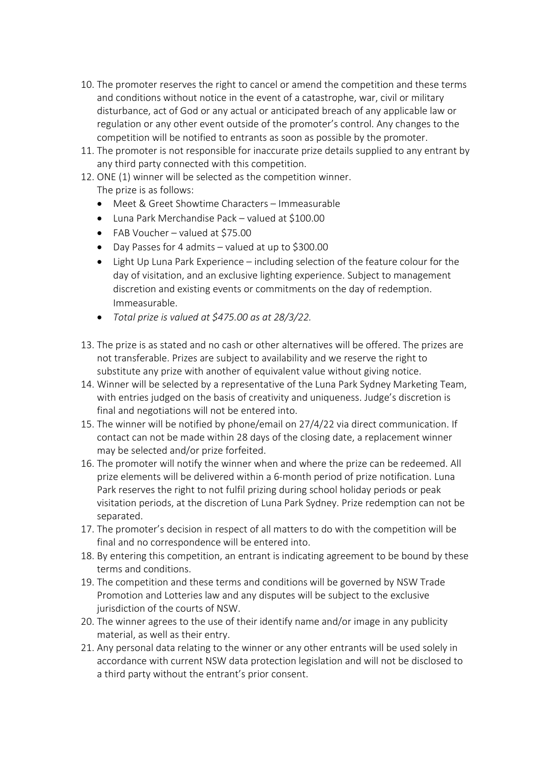10. The promoter reserves the right to cancel or amend the competition and these terms and conditions without notice in the event of a catastrophe, war, civil or military disturbance, act of God or any actual or anticipated breach of any applicable law or regulation or any other event outside of the promoter's control. Any changes to the competition will be notified to entrants as soon as possible by the promoter.
11. The promoter is not responsible for inaccurate prize details supplied to any entrant by any third party connected with this competition.
12. ONE (1) winner will be selected as the competition winner.
    The prize is as follows:
    - Meet & Greet Showtime Characters – Immeasurable
    - Luna Park Merchandise Pack – valued at $100.00
    - FAB Voucher – valued at $75.00
    - Day Passes for 4 admits – valued at up to $300.00
    - Light Up Luna Park Experience – including selection of the feature colour for the day of visitation, and an exclusive lighting experience. Subject to management discretion and existing events or commitments on the day of redemption. Immeasurable.
    - *Total prize is valued at $475.00 as at 28/3/22.*
13. The prize is as stated and no cash or other alternatives will be offered. The prizes are not transferable. Prizes are subject to availability and we reserve the right to substitute any prize with another of equivalent value without giving notice.
14. Winner will be selected by a representative of the Luna Park Sydney Marketing Team, with entries judged on the basis of creativity and uniqueness. Judge's discretion is final and negotiations will not be entered into.
15. The winner will be notified by phone/email on 27/4/22 via direct communication. If contact can not be made within 28 days of the closing date, a replacement winner may be selected and/or prize forfeited.
16. The promoter will notify the winner when and where the prize can be redeemed. All prize elements will be delivered within a 6-month period of prize notification. Luna Park reserves the right to not fulfil prizing during school holiday periods or peak visitation periods, at the discretion of Luna Park Sydney. Prize redemption can not be separated.
17. The promoter's decision in respect of all matters to do with the competition will be final and no correspondence will be entered into.
18. By entering this competition, an entrant is indicating agreement to be bound by these terms and conditions.
19. The competition and these terms and conditions will be governed by NSW Trade Promotion and Lotteries law and any disputes will be subject to the exclusive jurisdiction of the courts of NSW.
20. The winner agrees to the use of their identify name and/or image in any publicity material, as well as their entry.
21. Any personal data relating to the winner or any other entrants will be used solely in accordance with current NSW data protection legislation and will not be disclosed to a third party without the entrant's prior consent.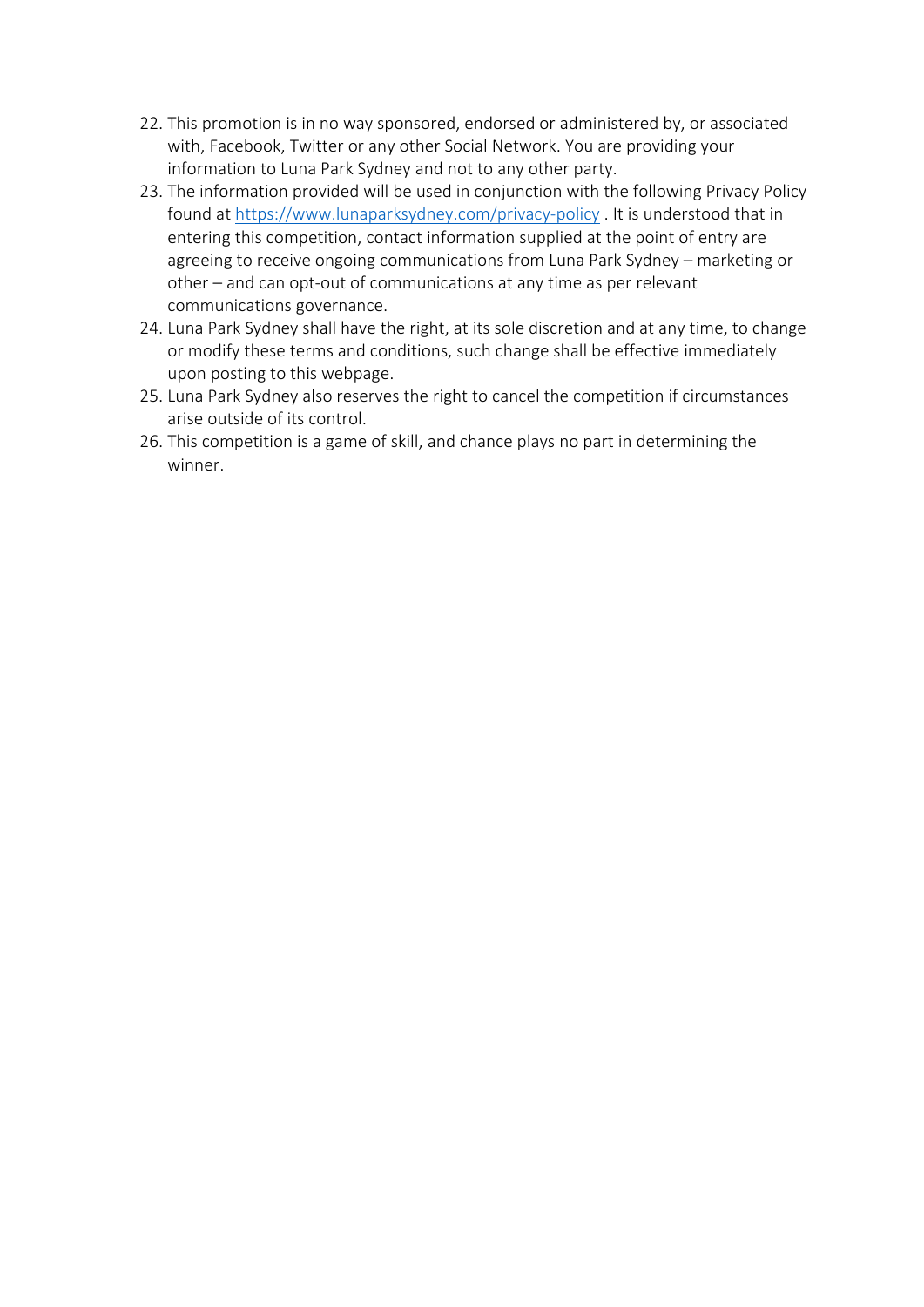22. This promotion is in no way sponsored, endorsed or administered by, or associated with, Facebook, Twitter or any other Social Network. You are providing your information to Luna Park Sydney and not to any other party.
23. The information provided will be used in conjunction with the following Privacy Policy found at [https://www.lunaparksydney.com/privacy-policy](https://www.lunaparksydney.com/privacy-policy) . It is understood that in entering this competition, contact information supplied at the point of entry are agreeing to receive ongoing communications from Luna Park Sydney – marketing or other – and can opt-out of communications at any time as per relevant communications governance.
24. Luna Park Sydney shall have the right, at its sole discretion and at any time, to change or modify these terms and conditions, such change shall be effective immediately upon posting to this webpage.
25. Luna Park Sydney also reserves the right to cancel the competition if circumstances arise outside of its control.
26. This competition is a game of skill, and chance plays no part in determining the winner.